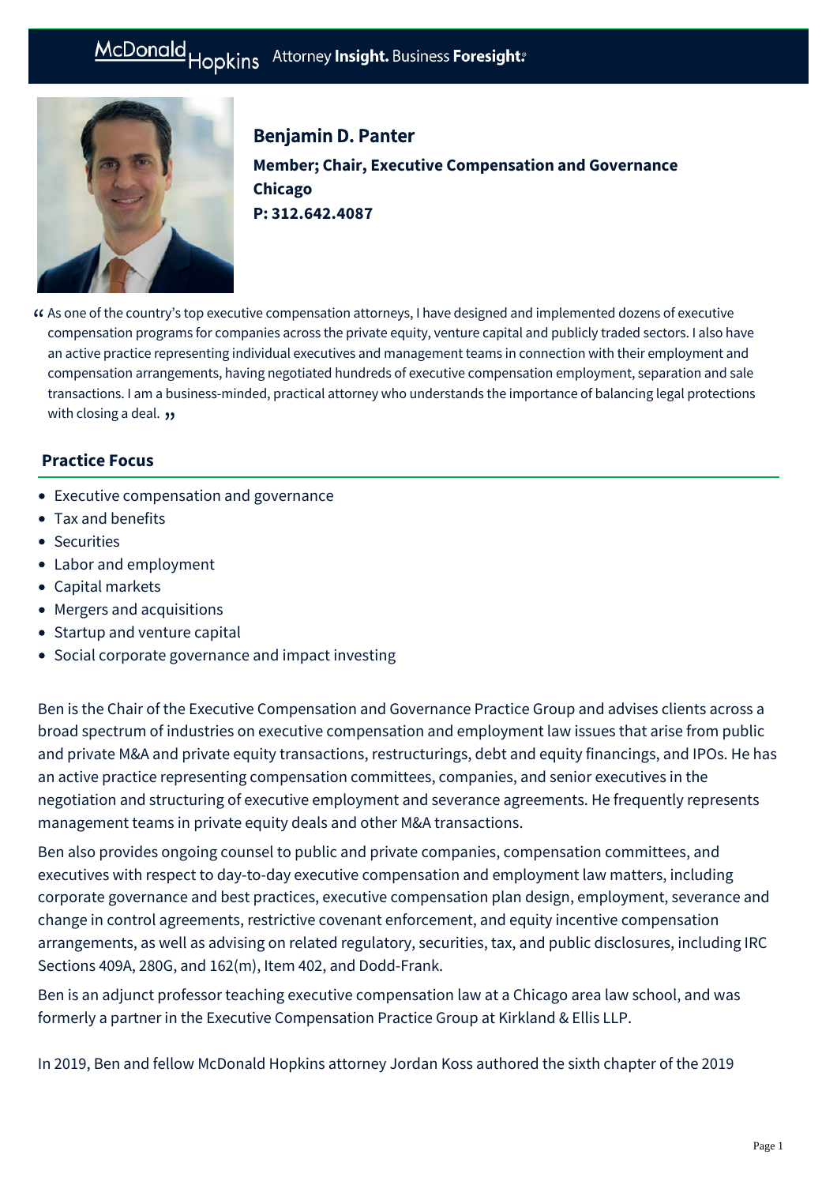# Benjamin D. Panter

**Member; Chair, Executive Compensation and Governance**

**Chicago**

**P: 312.642.4087**

> As one of the country's top executive compensation attorneys, I have designed and implemented dozens of executive compensation programs for companies across the private equity, venture capital and publicly traded sectors. I also have an active practice representing individual executives and management teams in connection with their employment and compensation arrangements, having negotiated hundreds of executive compensation employment, separation and sale transactions. I am a business-minded, practical attorney who understands the importance of balancing legal protections with closing a deal.

## Practice Focus

- Executive compensation and governance
- Tax and benefits
- Securities
- Labor and employment
- Capital markets
- Mergers and acquisitions
- Startup and venture capital
- Social corporate governance and impact investing

Ben is the Chair of the Executive Compensation and Governance Practice Group and advises clients across a broad spectrum of industries on executive compensation and employment law issues that arise from public and private M&A and private equity transactions, restructurings, debt and equity financings, and IPOs. He has an active practice representing compensation committees, companies, and senior executives in the negotiation and structuring of executive employment and severance agreements. He frequently represents management teams in private equity deals and other M&A transactions.

Ben also provides ongoing counsel to public and private companies, compensation committees, and executives with respect to day-to-day executive compensation and employment law matters, including corporate governance and best practices, executive compensation plan design, employment, severance and change in control agreements, restrictive covenant enforcement, and equity incentive compensation arrangements, as well as advising on related regulatory, securities, tax, and public disclosures, including IRC Sections 409A, 280G, and 162(m), Item 402, and Dodd-Frank.

Ben is an adjunct professor teaching executive compensation law at a Chicago area law school, and was formerly a partner in the Executive Compensation Practice Group at Kirkland & Ellis LLP.

In 2019, Ben and fellow McDonald Hopkins attorney Jordan Koss authored the sixth chapter of the 2019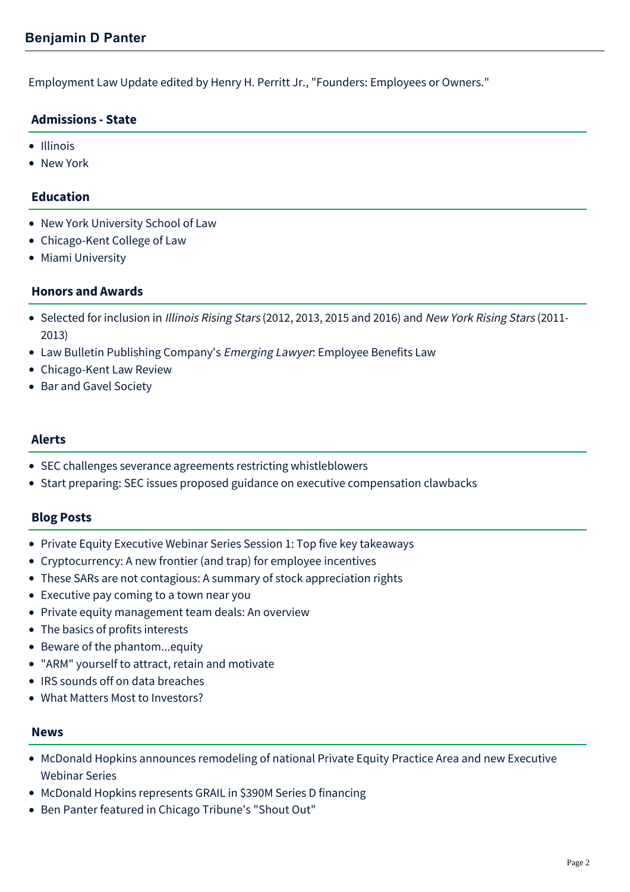Employment Law Update edited by Henry H. Perritt Jr., "Founders: Employees or Owners."

## Admissions - State

- Illinois
- New York

## Education

- New York University School of Law
- Chicago-Kent College of Law
- Miami University

## Honors and Awards

- Selected for inclusion in *Illinois Rising Stars* (2012, 2013, 2015 and 2016) and *New York Rising Stars* (2011-2013)
- Law Bulletin Publishing Company's *Emerging Lawyer*: Employee Benefits Law
- Chicago-Kent Law Review
- Bar and Gavel Society

## Alerts

- SEC challenges severance agreements restricting whistleblowers
- Start preparing: SEC issues proposed guidance on executive compensation clawbacks

## Blog Posts

- Private Equity Executive Webinar Series Session 1: Top five key takeaways
- Cryptocurrency: A new frontier (and trap) for employee incentives
- These SARs are not contagious: A summary of stock appreciation rights
- Executive pay coming to a town near you
- Private equity management team deals: An overview
- The basics of profits interests
- Beware of the phantom...equity
- "ARM" yourself to attract, retain and motivate
- IRS sounds off on data breaches
- What Matters Most to Investors?

## News

- McDonald Hopkins announces remodeling of national Private Equity Practice Area and new Executive Webinar Series
- McDonald Hopkins represents GRAIL in $390M Series D financing
- Ben Panter featured in Chicago Tribune's "Shout Out"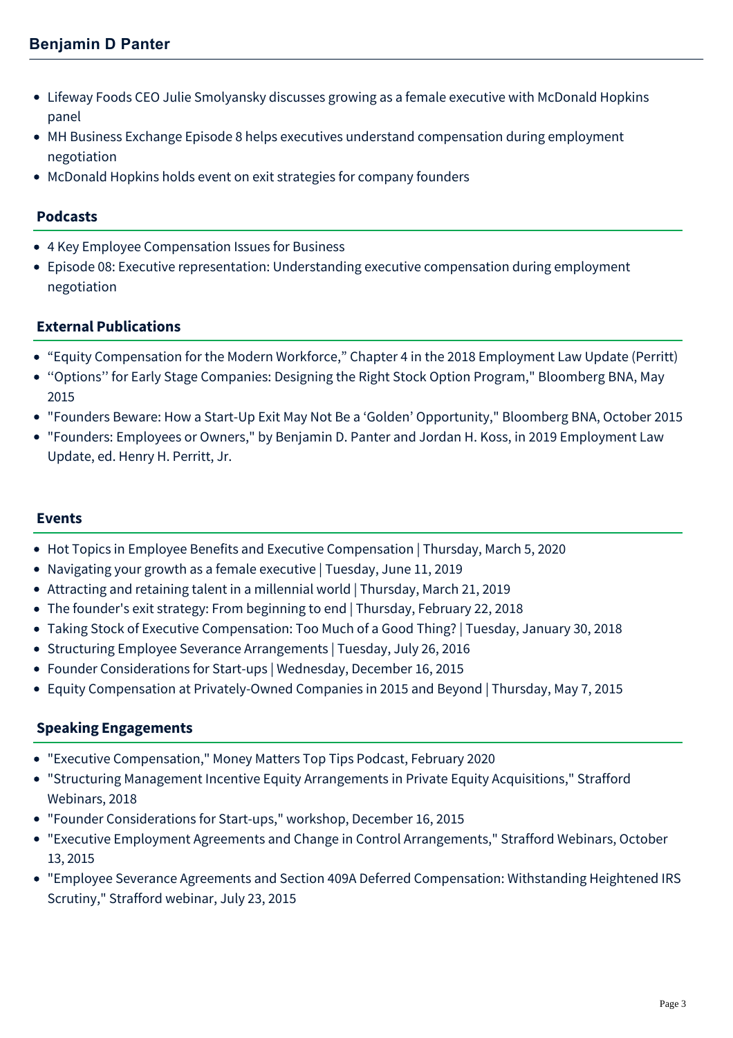- Lifeway Foods CEO Julie Smolyansky discusses growing as a female executive with McDonald Hopkins panel
- MH Business Exchange Episode 8 helps executives understand compensation during employment negotiation
- McDonald Hopkins holds event on exit strategies for company founders

## Podcasts

- 4 Key Employee Compensation Issues for Business
- Episode 08: Executive representation: Understanding executive compensation during employment negotiation

## External Publications

- "Equity Compensation for the Modern Workforce," Chapter 4 in the 2018 Employment Law Update (Perritt)
- ‘‘Options’’ for Early Stage Companies: Designing the Right Stock Option Program," Bloomberg BNA, May 2015
- "Founders Beware: How a Start-Up Exit May Not Be a ‘Golden’ Opportunity," Bloomberg BNA, October 2015
- "Founders: Employees or Owners," by Benjamin D. Panter and Jordan H. Koss, in 2019 Employment Law Update, ed. Henry H. Perritt, Jr.

## Events

- Hot Topics in Employee Benefits and Executive Compensation | Thursday, March 5, 2020
- Navigating your growth as a female executive | Tuesday, June 11, 2019
- Attracting and retaining talent in a millennial world | Thursday, March 21, 2019
- The founder's exit strategy: From beginning to end | Thursday, February 22, 2018
- Taking Stock of Executive Compensation: Too Much of a Good Thing? | Tuesday, January 30, 2018
- Structuring Employee Severance Arrangements | Tuesday, July 26, 2016
- Founder Considerations for Start-ups | Wednesday, December 16, 2015
- Equity Compensation at Privately-Owned Companies in 2015 and Beyond | Thursday, May 7, 2015

## Speaking Engagements

- "Executive Compensation," Money Matters Top Tips Podcast, February 2020
- "Structuring Management Incentive Equity Arrangements in Private Equity Acquisitions," Strafford Webinars, 2018
- "Founder Considerations for Start-ups," workshop, December 16, 2015
- "Executive Employment Agreements and Change in Control Arrangements," Strafford Webinars, October 13, 2015
- "Employee Severance Agreements and Section 409A Deferred Compensation: Withstanding Heightened IRS Scrutiny," Strafford webinar, July 23, 2015